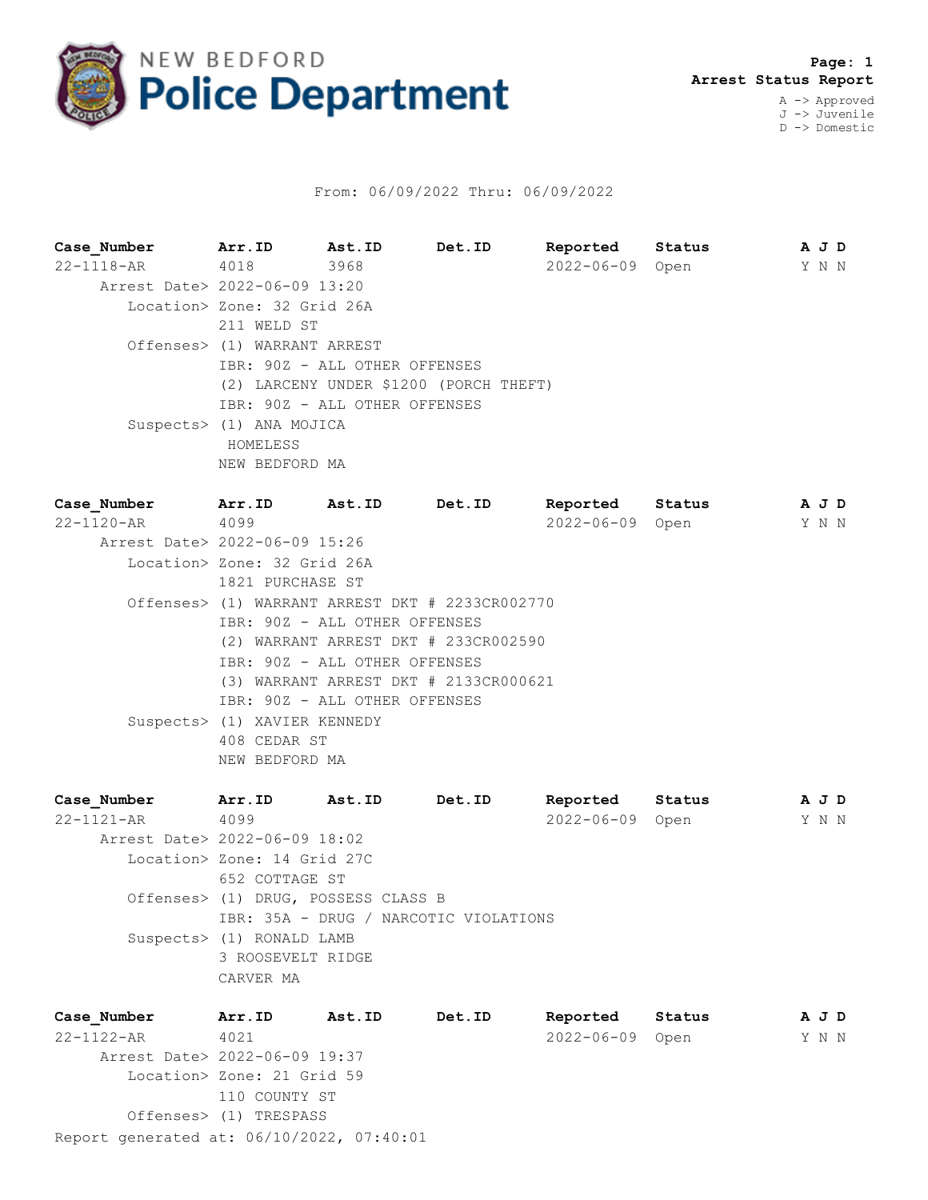# NEW BEDFORD Police Department

**Page: 1**
**Arrest Status Report**

A -> Approved
J -> Juvenile
D -> Domestic

From: 06/09/2022 Thru: 06/09/2022

| Case_Number | Arr.ID | Ast.ID | Det.ID | Reported | Status | A | J | D |
|---|---|---|---|---|---|---|---|---|
| 22-1118-AR | 4018 | 3968 | | 2022-06-09 | Open | Y | N | N |

Arrest Date> 2022-06-09 13:20
Location> Zone: 32 Grid 26A
211 WELD ST
Offenses> (1) WARRANT ARREST
IBR: 90Z - ALL OTHER OFFENSES
(2) LARCENY UNDER $1200 (PORCH THEFT)
IBR: 90Z - ALL OTHER OFFENSES
Suspects> (1) ANA MOJICA
HOMELESS
NEW BEDFORD MA

| Case_Number | Arr.ID | Ast.ID | Det.ID | Reported | Status | A | J | D |
|---|---|---|---|---|---|---|---|---|
| 22-1120-AR | 4099 | | | 2022-06-09 | Open | Y | N | N |

Arrest Date> 2022-06-09 15:26
Location> Zone: 32 Grid 26A
1821 PURCHASE ST
Offenses> (1) WARRANT ARREST DKT # 2233CR002770
IBR: 90Z - ALL OTHER OFFENSES
(2) WARRANT ARREST DKT # 233CR002590
IBR: 90Z - ALL OTHER OFFENSES
(3) WARRANT ARREST DKT # 2133CR000621
IBR: 90Z - ALL OTHER OFFENSES
Suspects> (1) XAVIER KENNEDY
408 CEDAR ST
NEW BEDFORD MA

| Case_Number | Arr.ID | Ast.ID | Det.ID | Reported | Status | A | J | D |
|---|---|---|---|---|---|---|---|---|
| 22-1121-AR | 4099 | | | 2022-06-09 | Open | Y | N | N |

Arrest Date> 2022-06-09 18:02
Location> Zone: 14 Grid 27C
652 COTTAGE ST
Offenses> (1) DRUG, POSSESS CLASS B
IBR: 35A - DRUG / NARCOTIC VIOLATIONS
Suspects> (1) RONALD LAMB
3 ROOSEVELT RIDGE
CARVER MA

| Case_Number | Arr.ID | Ast.ID | Det.ID | Reported | Status | A | J | D |
|---|---|---|---|---|---|---|---|---|
| 22-1122-AR | 4021 | | | 2022-06-09 | Open | Y | N | N |

Arrest Date> 2022-06-09 19:37
Location> Zone: 21 Grid 59
110 COUNTY ST
Offenses> (1) TRESPASS

Report generated at: 06/10/2022, 07:40:01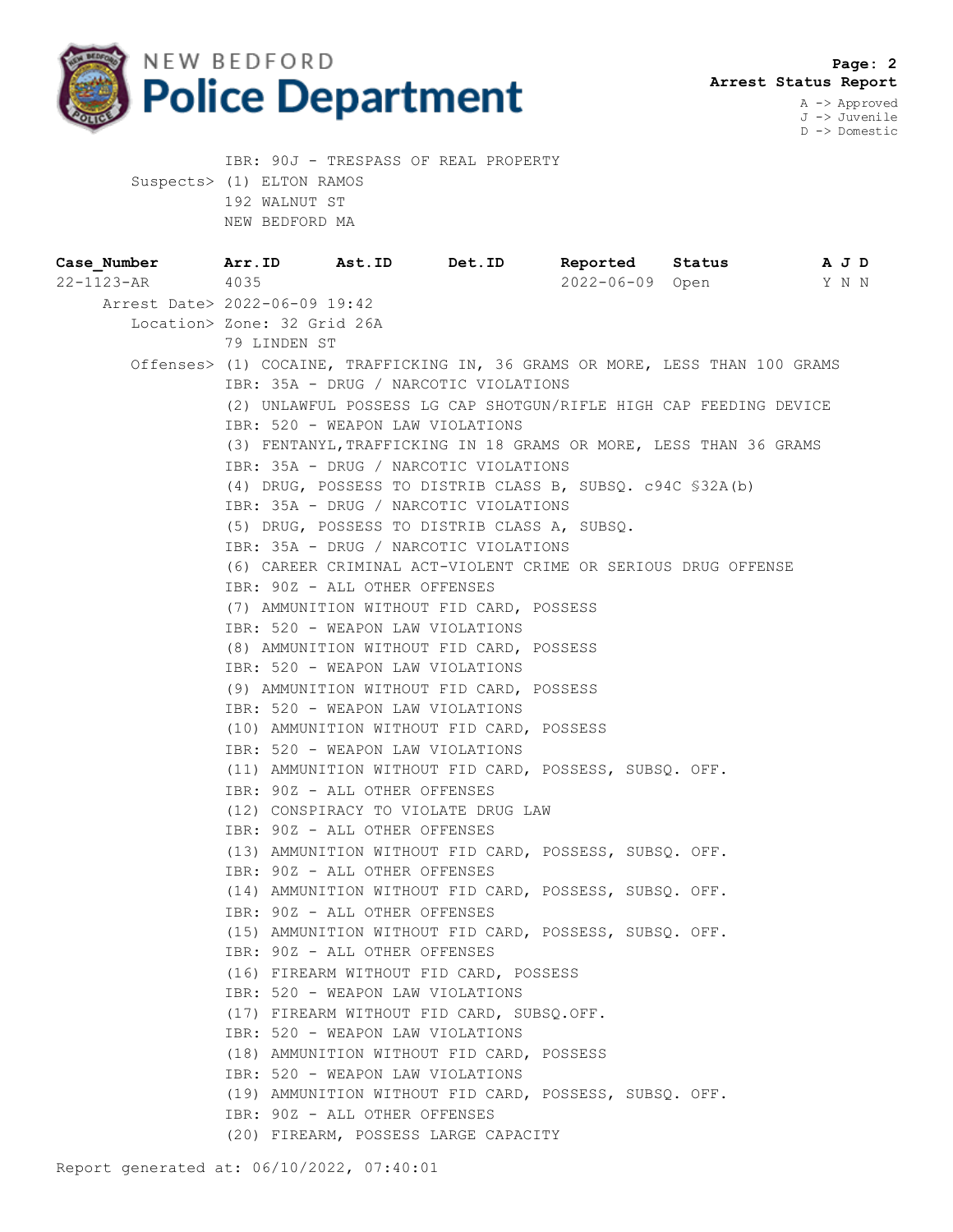# NEW BEDFORD Police Department

**Page: 2**
**Arrest Status Report**

A -> Approved
J -> Juvenile
D -> Domestic

IBR: 90J - TRESPASS OF REAL PROPERTY
Suspects> (1) ELTON RAMOS
192 WALNUT ST
NEW BEDFORD MA

| Case_Number | Arr.ID | Ast.ID | Det.ID | Reported | Status | A J D |
|---|---|---|---|---|---|---|
| 22-1123-AR | 4035 | | | 2022-06-09 | Open | Y N N |

Arrest Date> 2022-06-09 19:42
Location> Zone: 32 Grid 26A
79 LINDEN ST
Offenses> (1) COCAINE, TRAFFICKING IN, 36 GRAMS OR MORE, LESS THAN 100 GRAMS
IBR: 35A - DRUG / NARCOTIC VIOLATIONS
(2) UNLAWFUL POSSESS LG CAP SHOTGUN/RIFLE HIGH CAP FEEDING DEVICE
IBR: 520 - WEAPON LAW VIOLATIONS
(3) FENTANYL,TRAFFICKING IN 18 GRAMS OR MORE, LESS THAN 36 GRAMS
IBR: 35A - DRUG / NARCOTIC VIOLATIONS
(4) DRUG, POSSESS TO DISTRIB CLASS B, SUBSQ. c94C §32A(b)
IBR: 35A - DRUG / NARCOTIC VIOLATIONS
(5) DRUG, POSSESS TO DISTRIB CLASS A, SUBSQ.
IBR: 35A - DRUG / NARCOTIC VIOLATIONS
(6) CAREER CRIMINAL ACT-VIOLENT CRIME OR SERIOUS DRUG OFFENSE
IBR: 90Z - ALL OTHER OFFENSES
(7) AMMUNITION WITHOUT FID CARD, POSSESS
IBR: 520 - WEAPON LAW VIOLATIONS
(8) AMMUNITION WITHOUT FID CARD, POSSESS
IBR: 520 - WEAPON LAW VIOLATIONS
(9) AMMUNITION WITHOUT FID CARD, POSSESS
IBR: 520 - WEAPON LAW VIOLATIONS
(10) AMMUNITION WITHOUT FID CARD, POSSESS
IBR: 520 - WEAPON LAW VIOLATIONS
(11) AMMUNITION WITHOUT FID CARD, POSSESS, SUBSQ. OFF.
IBR: 90Z - ALL OTHER OFFENSES
(12) CONSPIRACY TO VIOLATE DRUG LAW
IBR: 90Z - ALL OTHER OFFENSES
(13) AMMUNITION WITHOUT FID CARD, POSSESS, SUBSQ. OFF.
IBR: 90Z - ALL OTHER OFFENSES
(14) AMMUNITION WITHOUT FID CARD, POSSESS, SUBSQ. OFF.
IBR: 90Z - ALL OTHER OFFENSES
(15) AMMUNITION WITHOUT FID CARD, POSSESS, SUBSQ. OFF.
IBR: 90Z - ALL OTHER OFFENSES
(16) FIREARM WITHOUT FID CARD, POSSESS
IBR: 520 - WEAPON LAW VIOLATIONS
(17) FIREARM WITHOUT FID CARD, SUBSQ.OFF.
IBR: 520 - WEAPON LAW VIOLATIONS
(18) AMMUNITION WITHOUT FID CARD, POSSESS
IBR: 520 - WEAPON LAW VIOLATIONS
(19) AMMUNITION WITHOUT FID CARD, POSSESS, SUBSQ. OFF.
IBR: 90Z - ALL OTHER OFFENSES
(20) FIREARM, POSSESS LARGE CAPACITY

Report generated at: 06/10/2022, 07:40:01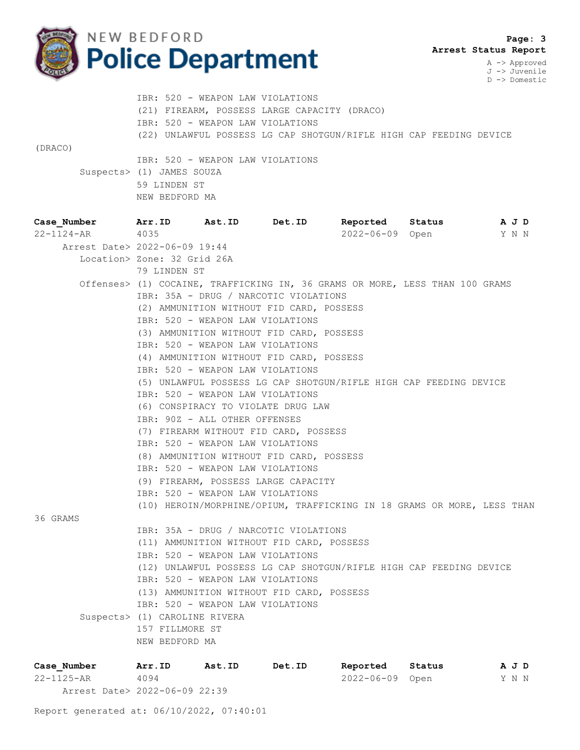IBR: 520 - WEAPON LAW VIOLATIONS
(21) FIREARM, POSSESS LARGE CAPACITY (DRACO)
IBR: 520 - WEAPON LAW VIOLATIONS
(22) UNLAWFUL POSSESS LG CAP SHOTGUN/RIFLE HIGH CAP FEEDING DEVICE (DRACO)
IBR: 520 - WEAPON LAW VIOLATIONS

Suspects> (1) JAMES SOUZA
59 LINDEN ST
NEW BEDFORD MA

| Case_Number | Arr.ID | Ast.ID | Det.ID | Reported | Status | A J D |
|---|---|---|---|---|---|---|
| 22-1124-AR | 4035 | | | 2022-06-09 | Open | Y N N |

Arrest Date> 2022-06-09 19:44

Location> Zone: 32 Grid 26A
79 LINDEN ST

Offenses> (1) COCAINE, TRAFFICKING IN, 36 GRAMS OR MORE, LESS THAN 100 GRAMS
IBR: 35A - DRUG / NARCOTIC VIOLATIONS
(2) AMMUNITION WITHOUT FID CARD, POSSESS
IBR: 520 - WEAPON LAW VIOLATIONS
(3) AMMUNITION WITHOUT FID CARD, POSSESS
IBR: 520 - WEAPON LAW VIOLATIONS
(4) AMMUNITION WITHOUT FID CARD, POSSESS
IBR: 520 - WEAPON LAW VIOLATIONS
(5) UNLAWFUL POSSESS LG CAP SHOTGUN/RIFLE HIGH CAP FEEDING DEVICE
IBR: 520 - WEAPON LAW VIOLATIONS
(6) CONSPIRACY TO VIOLATE DRUG LAW
IBR: 90Z - ALL OTHER OFFENSES
(7) FIREARM WITHOUT FID CARD, POSSESS
IBR: 520 - WEAPON LAW VIOLATIONS
(8) AMMUNITION WITHOUT FID CARD, POSSESS
IBR: 520 - WEAPON LAW VIOLATIONS
(9) FIREARM, POSSESS LARGE CAPACITY
IBR: 520 - WEAPON LAW VIOLATIONS
(10) HEROIN/MORPHINE/OPIUM, TRAFFICKING IN 18 GRAMS OR MORE, LESS THAN 36 GRAMS
IBR: 35A - DRUG / NARCOTIC VIOLATIONS
(11) AMMUNITION WITHOUT FID CARD, POSSESS
IBR: 520 - WEAPON LAW VIOLATIONS
(12) UNLAWFUL POSSESS LG CAP SHOTGUN/RIFLE HIGH CAP FEEDING DEVICE
IBR: 520 - WEAPON LAW VIOLATIONS
(13) AMMUNITION WITHOUT FID CARD, POSSESS
IBR: 520 - WEAPON LAW VIOLATIONS

Suspects> (1) CAROLINE RIVERA
157 FILLMORE ST
NEW BEDFORD MA

| Case_Number | Arr.ID | Ast.ID | Det.ID | Reported | Status | A J D |
|---|---|---|---|---|---|---|
| 22-1125-AR | 4094 | | | 2022-06-09 | Open | Y N N |

Arrest Date> 2022-06-09 22:39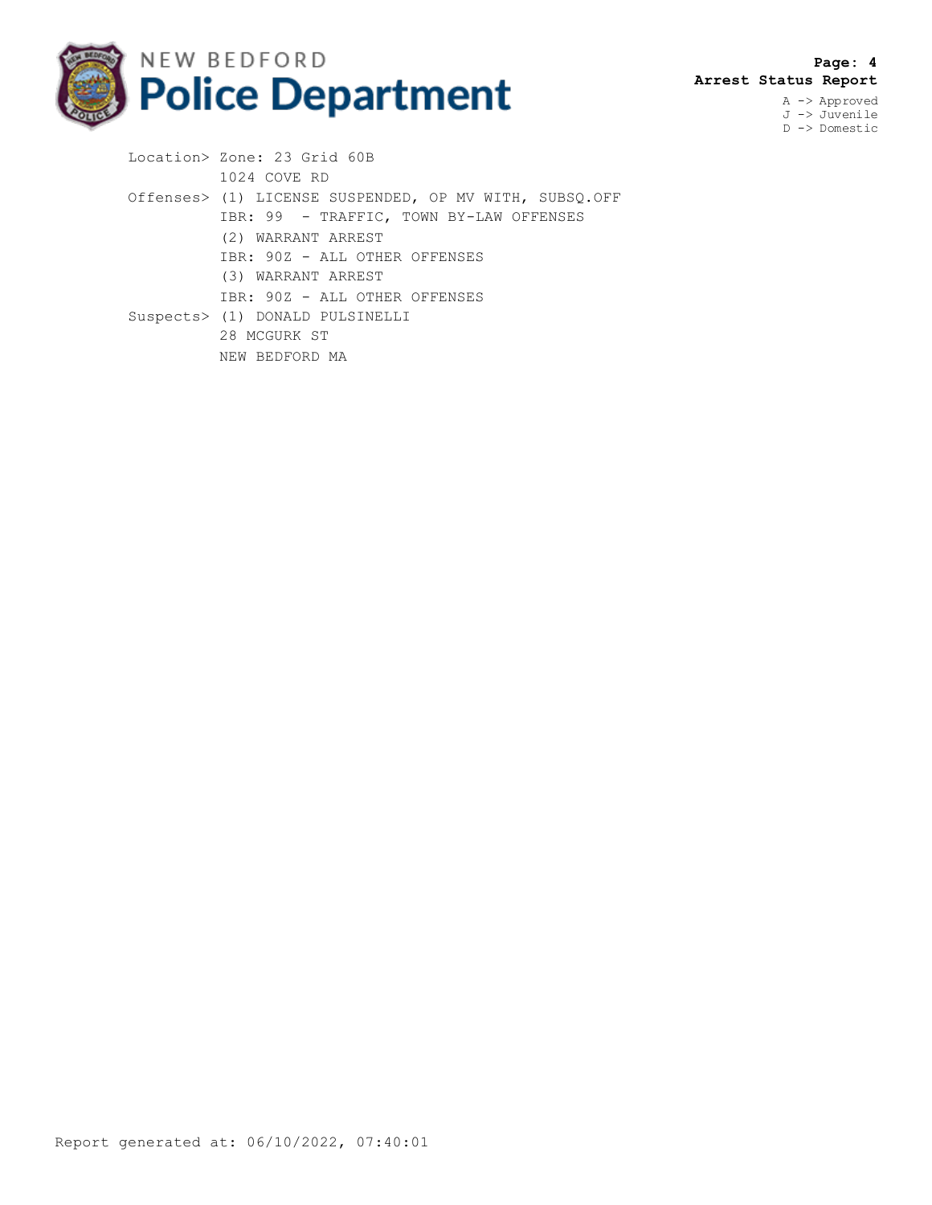# NEW BEDFORD Police Department

**Page: 4**
**Arrest Status Report**

A -> Approved
J -> Juvenile
D -> Domestic

Location> Zone: 23 Grid 60B
1024 COVE RD

Offenses> (1) LICENSE SUSPENDED, OP MV WITH, SUBSQ.OFF
IBR: 99 - TRAFFIC, TOWN BY-LAW OFFENSES
(2) WARRANT ARREST
IBR: 90Z - ALL OTHER OFFENSES
(3) WARRANT ARREST
IBR: 90Z - ALL OTHER OFFENSES

Suspects> (1) DONALD PULSINELLI
28 MCGURK ST
NEW BEDFORD MA

Report generated at: 06/10/2022, 07:40:01